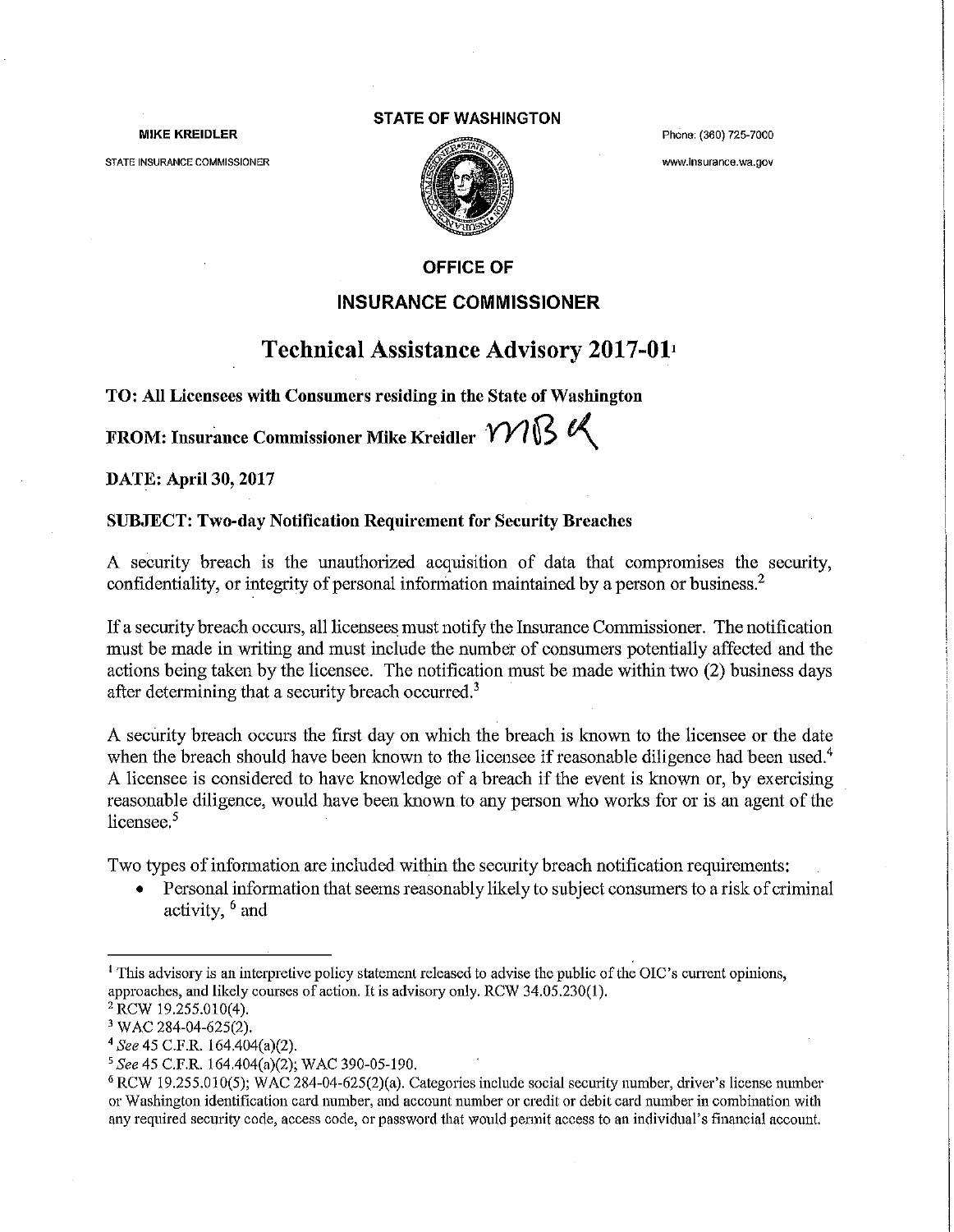**MIKE KREIDLER**

STATE INSURANCE COMMISSIONER

**STATE OF WASHINGTON**

Phone: (360) 725-7000

www.insurance.wa.gov

**OFFICE OF**

**INSURANCE COMMISSIONER**

# Technical Assistance Advisory 2017-01[1]

**TO: All Licensees with Consumers residing in the State of Washington**

**FROM: Insurance Commissioner Mike Kreidler** MBK

**DATE: April 30, 2017**

**SUBJECT: Two-day Notification Requirement for Security Breaches**

A security breach is the unauthorized acquisition of data that compromises the security, confidentiality, or integrity of personal information maintained by a person or business.[2]

If a security breach occurs, all licensees must notify the Insurance Commissioner. The notification must be made in writing and must include the number of consumers potentially affected and the actions being taken by the licensee. The notification must be made within two (2) business days after determining that a security breach occurred.[3]

A security breach occurs the first day on which the breach is known to the licensee or the date when the breach should have been known to the licensee if reasonable diligence had been used.[4] A licensee is considered to have knowledge of a breach if the event is known or, by exercising reasonable diligence, would have been known to any person who works for or is an agent of the licensee.[5]

Two types of information are included within the security breach notification requirements:

- Personal information that seems reasonably likely to subject consumers to a risk of criminal activity, [6] and

---

[1] This advisory is an interpretive policy statement released to advise the public of the OIC's current opinions, approaches, and likely courses of action. It is advisory only. RCW 34.05.230(1).

[2] RCW 19.255.010(4).

[3] WAC 284-04-625(2).

[4] *See* 45 C.F.R. 164.404(a)(2).

[5] *See* 45 C.F.R. 164.404(a)(2); WAC 390-05-190.

[6] RCW 19.255.010(5); WAC 284-04-625(2)(a). Categories include social security number, driver's license number or Washington identification card number, and account number or credit or debit card number in combination with any required security code, access code, or password that would permit access to an individual's financial account.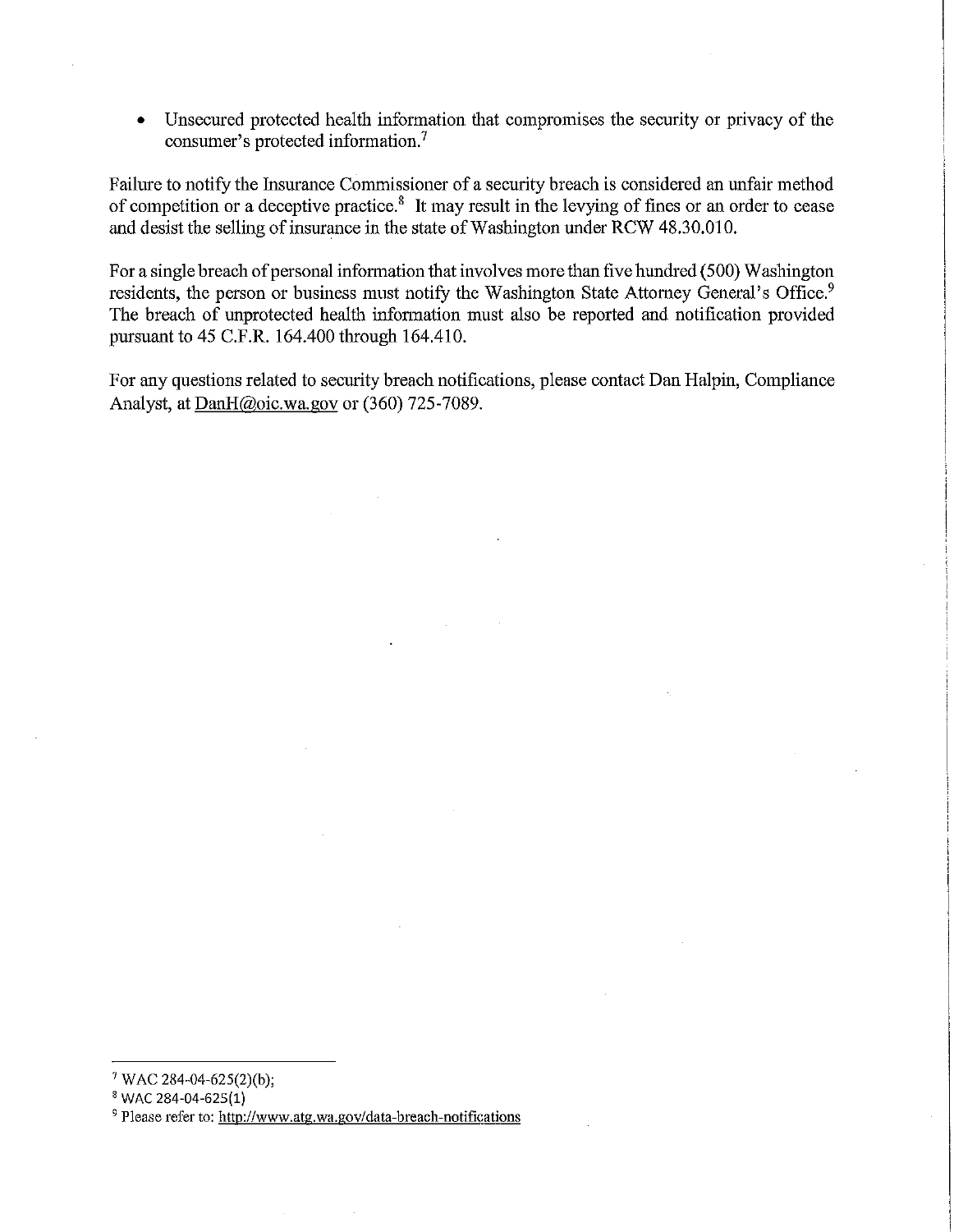- Unsecured protected health information that compromises the security or privacy of the consumer's protected information.[7]

Failure to notify the Insurance Commissioner of a security breach is considered an unfair method of competition or a deceptive practice.[8] It may result in the levying of fines or an order to cease and desist the selling of insurance in the state of Washington under RCW 48.30.010.

For a single breach of personal information that involves more than five hundred (500) Washington residents, the person or business must notify the Washington State Attorney General's Office.[9] The breach of unprotected health information must also be reported and notification provided pursuant to 45 C.F.R. 164.400 through 164.410.

For any questions related to security breach notifications, please contact Dan Halpin, Compliance Analyst, at DanH@oic.wa.gov or (360) 725-7089.

---

[7] WAC 284-04-625(2)(b);

[8] WAC 284-04-625(1)

[9] Please refer to: http://www.atg.wa.gov/data-breach-notifications